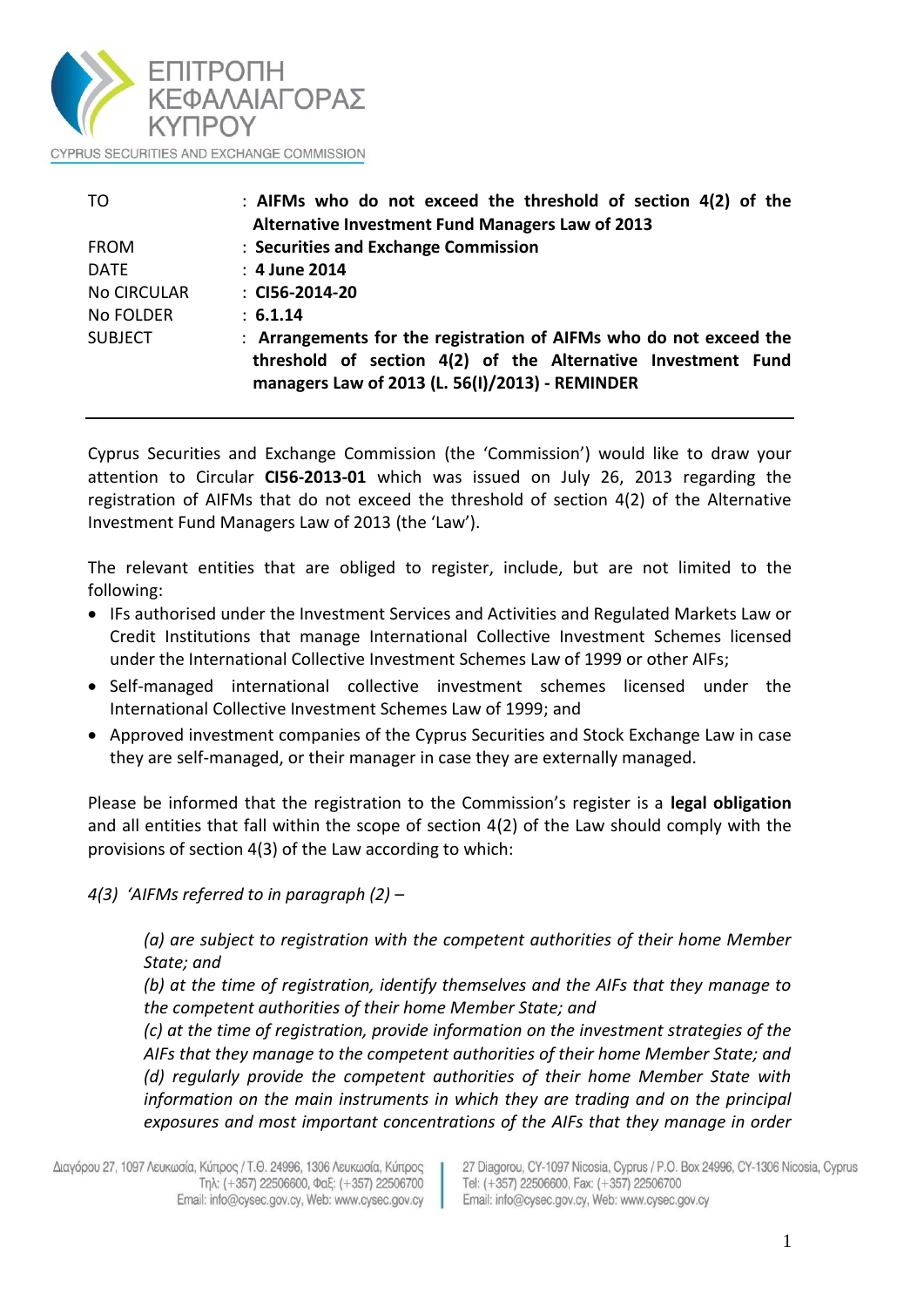ΕΠΙΤΡΟΠΗ ΚΕΦΑΛΑΙΑΓΟΡΑΣ ΚΥΠΡΟΥ

CYPRUS SECURITIES AND EXCHANGE COMMISSION

| | |
|---|---|
| TO | : **AIFMs who do not exceed the threshold of section 4(2) of the Alternative Investment Fund Managers Law of 2013** |
| FROM | : **Securities and Exchange Commission** |
| DATE | : **4 June 2014** |
| No CIRCULAR | : **CI56-2014-20** |
| No FOLDER | : **6.1.14** |
| SUBJECT | : **Arrangements for the registration of AIFMs who do not exceed the threshold of section 4(2) of the Alternative Investment Fund managers Law of 2013 (L. 56(I)/2013) - REMINDER** |

---

Cyprus Securities and Exchange Commission (the 'Commission') would like to draw your attention to Circular **CI56-2013-01** which was issued on July 26, 2013 regarding the registration of AIFMs that do not exceed the threshold of section 4(2) of the Alternative Investment Fund Managers Law of 2013 (the 'Law').

The relevant entities that are obliged to register, include, but are not limited to the following:

- IFs authorised under the Investment Services and Activities and Regulated Markets Law or Credit Institutions that manage International Collective Investment Schemes licensed under the International Collective Investment Schemes Law of 1999 or other AIFs;
- Self-managed international collective investment schemes licensed under the International Collective Investment Schemes Law of 1999; and
- Approved investment companies of the Cyprus Securities and Stock Exchange Law in case they are self-managed, or their manager in case they are externally managed.

Please be informed that the registration to the Commission's register is a **legal obligation** and all entities that fall within the scope of section 4(2) of the Law should comply with the provisions of section 4(3) of the Law according to which:

*4(3) 'AIFMs referred to in paragraph (2) –*

> *(a) are subject to registration with the competent authorities of their home Member State; and*
> *(b) at the time of registration, identify themselves and the AIFs that they manage to the competent authorities of their home Member State; and*
> *(c) at the time of registration, provide information on the investment strategies of the AIFs that they manage to the competent authorities of their home Member State; and*
> *(d) regularly provide the competent authorities of their home Member State with information on the main instruments in which they are trading and on the principal exposures and most important concentrations of the AIFs that they manage in order*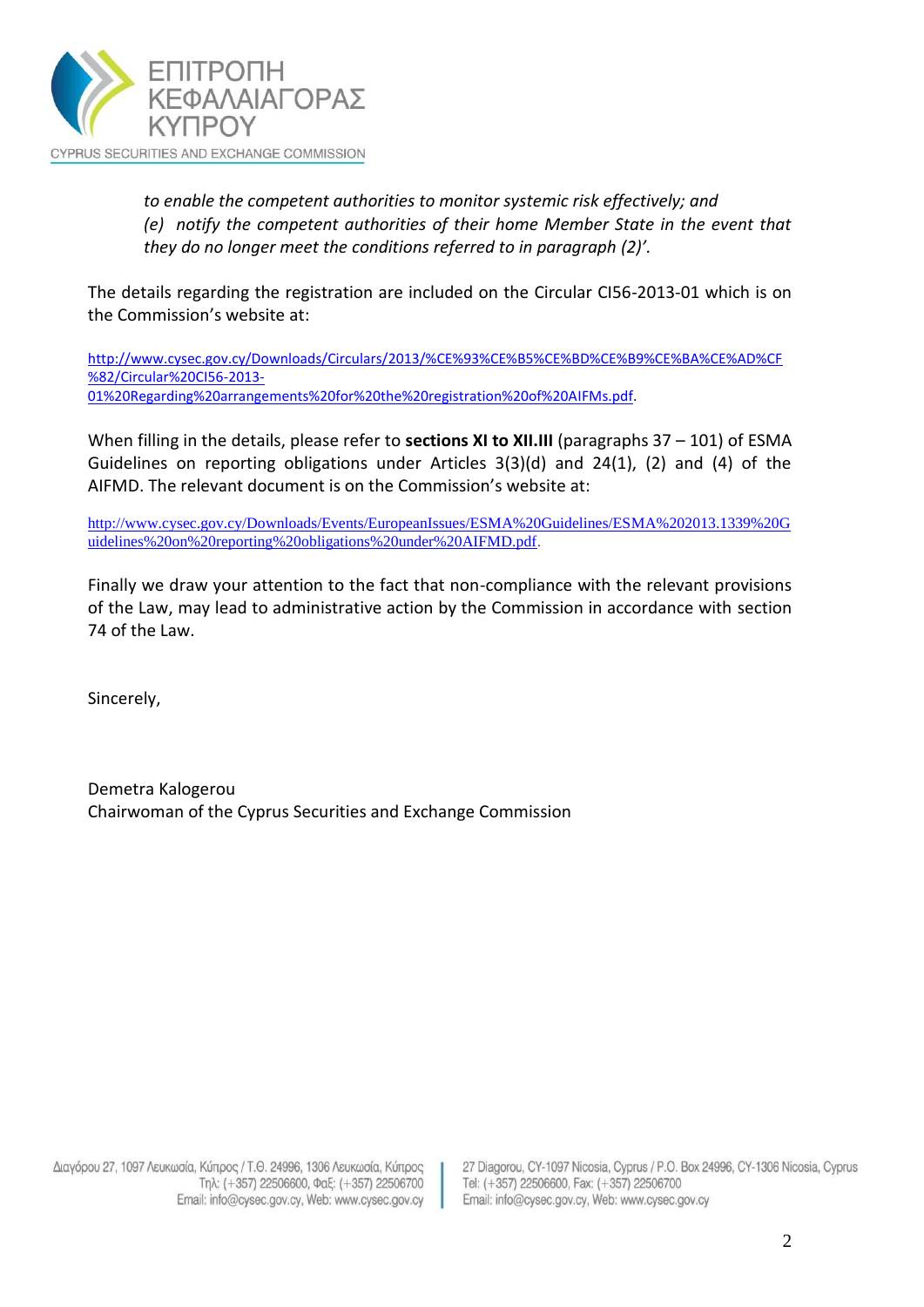*to enable the competent authorities to monitor systemic risk effectively; and*
*(e) notify the competent authorities of their home Member State in the event that they do no longer meet the conditions referred to in paragraph (2)'.*

The details regarding the registration are included on the Circular CI56-2013-01 which is on the Commission's website at:

http://www.cysec.gov.cy/Downloads/Circulars/2013/%CE%93%CE%B5%CE%BD%CE%B9%CE%BA%CE%AD%CF%82/Circular%20CI56-2013-01%20Regarding%20arrangements%20for%20the%20registration%20of%20AIFMs.pdf.

When filling in the details, please refer to **sections XI to XII.III** (paragraphs 37 – 101) of ESMA Guidelines on reporting obligations under Articles 3(3)(d) and 24(1), (2) and (4) of the AIFMD. The relevant document is on the Commission's website at:

http://www.cysec.gov.cy/Downloads/Events/EuropeanIssues/ESMA%20Guidelines/ESMA%202013.1339%20Guidelines%20on%20reporting%20obligations%20under%20AIFMD.pdf.

Finally we draw your attention to the fact that non-compliance with the relevant provisions of the Law, may lead to administrative action by the Commission in accordance with section 74 of the Law.

Sincerely,

Demetra Kalogerou
Chairwoman of the Cyprus Securities and Exchange Commission